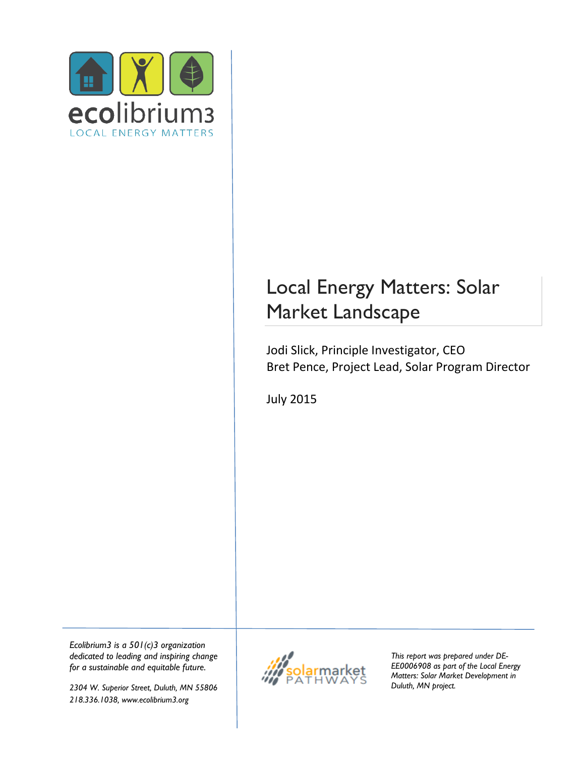ecolibrium3

LOCAL ENERGY MATTERS

# Local Energy Matters: Solar Market Landscape

Jodi Slick, Principle Investigator, CEO
Bret Pence, Project Lead, Solar Program Director

July 2015

*Ecolibrium3 is a 501(c)3 organization dedicated to leading and inspiring change for a sustainable and equitable future.*

*2304 W. Superior Street, Duluth, MN 55806*
*218.336.1038, www.ecolibrium3.org*

solarmarket PATHWAYS

*This report was prepared under DE-EE0006908 as part of the Local Energy Matters: Solar Market Development in Duluth, MN project.*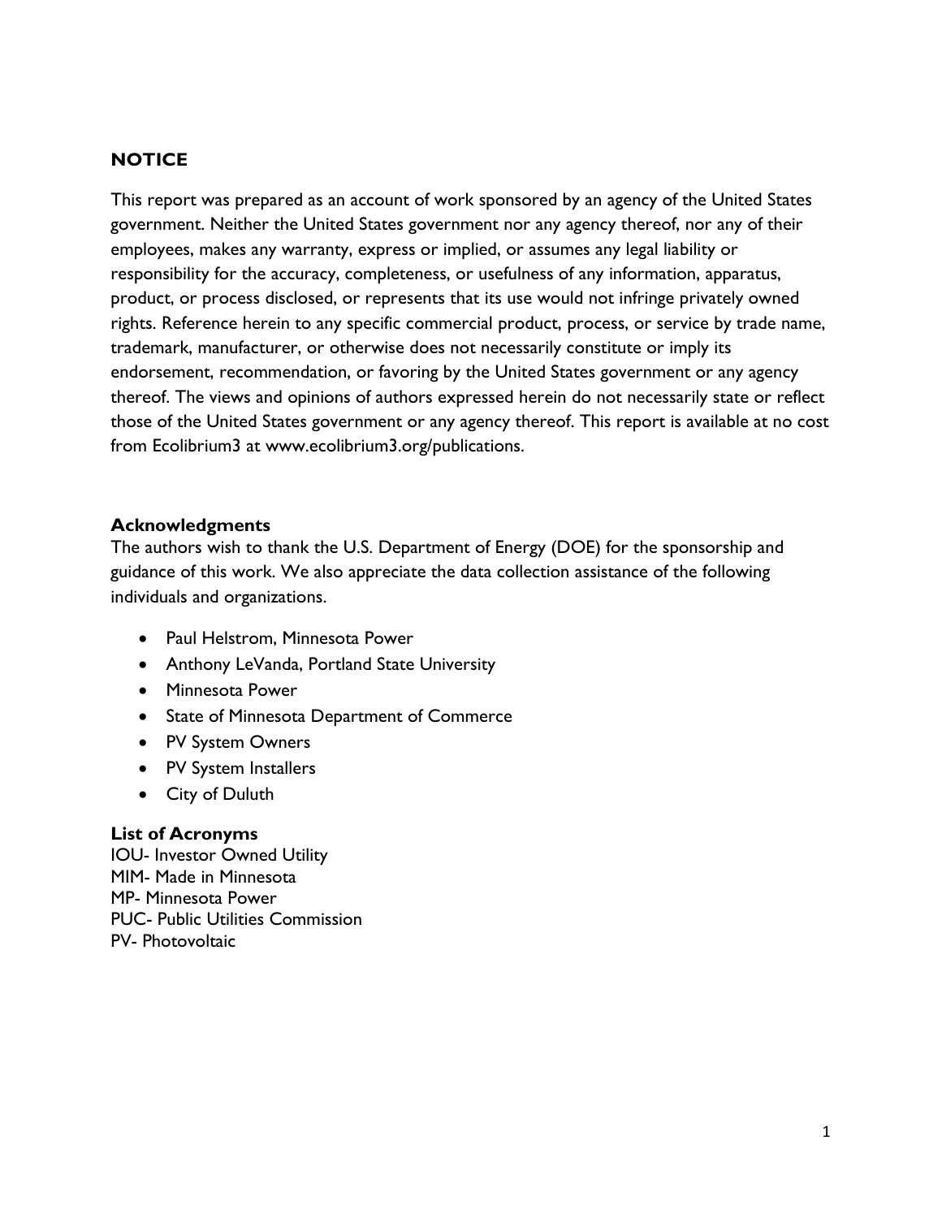## NOTICE

This report was prepared as an account of work sponsored by an agency of the United States government. Neither the United States government nor any agency thereof, nor any of their employees, makes any warranty, express or implied, or assumes any legal liability or responsibility for the accuracy, completeness, or usefulness of any information, apparatus, product, or process disclosed, or represents that its use would not infringe privately owned rights. Reference herein to any specific commercial product, process, or service by trade name, trademark, manufacturer, or otherwise does not necessarily constitute or imply its endorsement, recommendation, or favoring by the United States government or any agency thereof. The views and opinions of authors expressed herein do not necessarily state or reflect those of the United States government or any agency thereof. This report is available at no cost from Ecolibrium3 at www.ecolibrium3.org/publications.

### Acknowledgments

The authors wish to thank the U.S. Department of Energy (DOE) for the sponsorship and guidance of this work. We also appreciate the data collection assistance of the following individuals and organizations.

- Paul Helstrom, Minnesota Power
- Anthony LeVanda, Portland State University
- Minnesota Power
- State of Minnesota Department of Commerce
- PV System Owners
- PV System Installers
- City of Duluth

### List of Acronyms

IOU- Investor Owned Utility
MIM- Made in Minnesota
MP- Minnesota Power
PUC- Public Utilities Commission
PV- Photovoltaic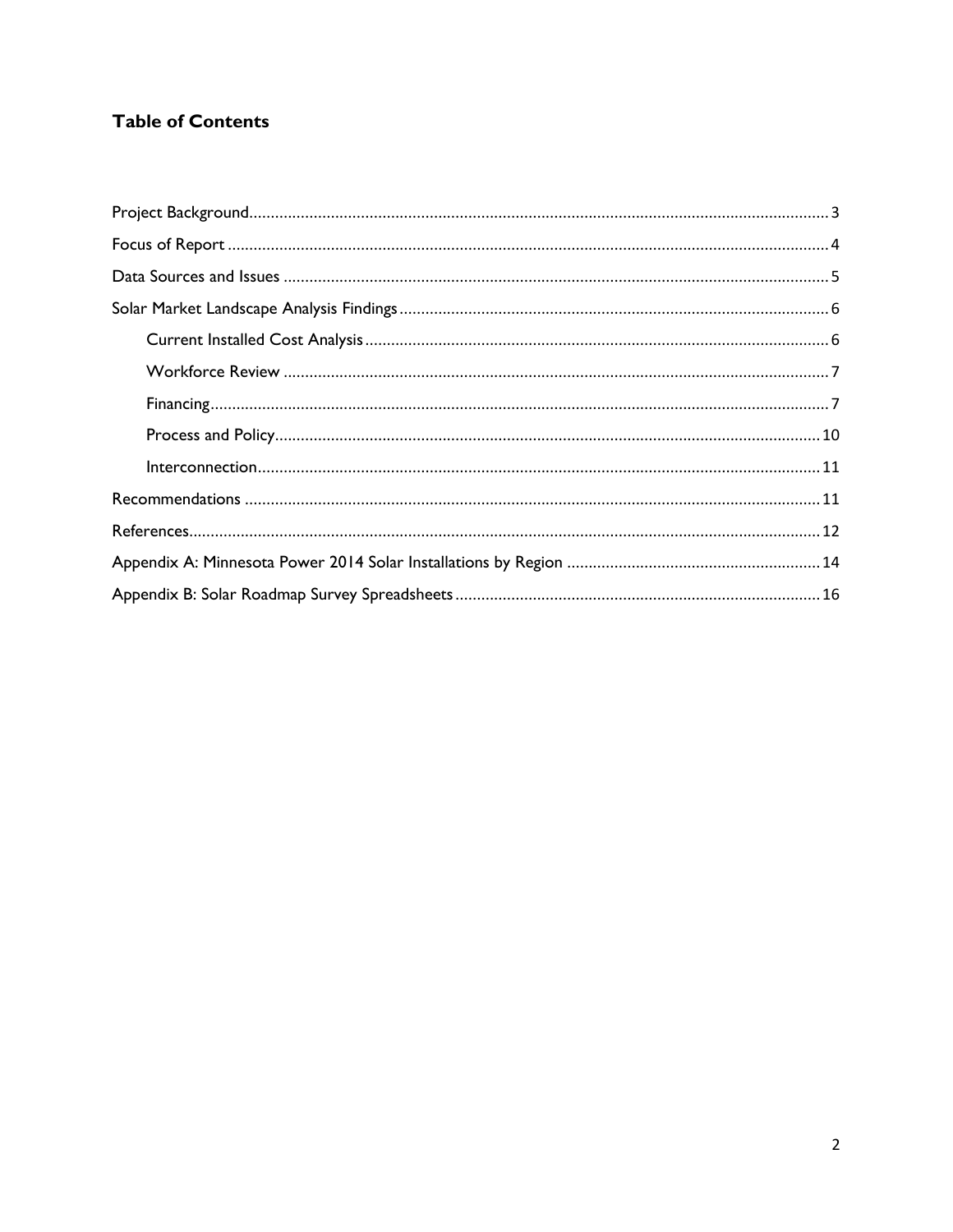## Table of Contents

- Project Background ..... 3
- Focus of Report ..... 4
- Data Sources and Issues ..... 5
- Solar Market Landscape Analysis Findings ..... 6
  - Current Installed Cost Analysis ..... 6
  - Workforce Review ..... 7
  - Financing ..... 7
  - Process and Policy ..... 10
  - Interconnection ..... 11
- Recommendations ..... 11
- References ..... 12
- Appendix A: Minnesota Power 2014 Solar Installations by Region ..... 14
- Appendix B: Solar Roadmap Survey Spreadsheets ..... 16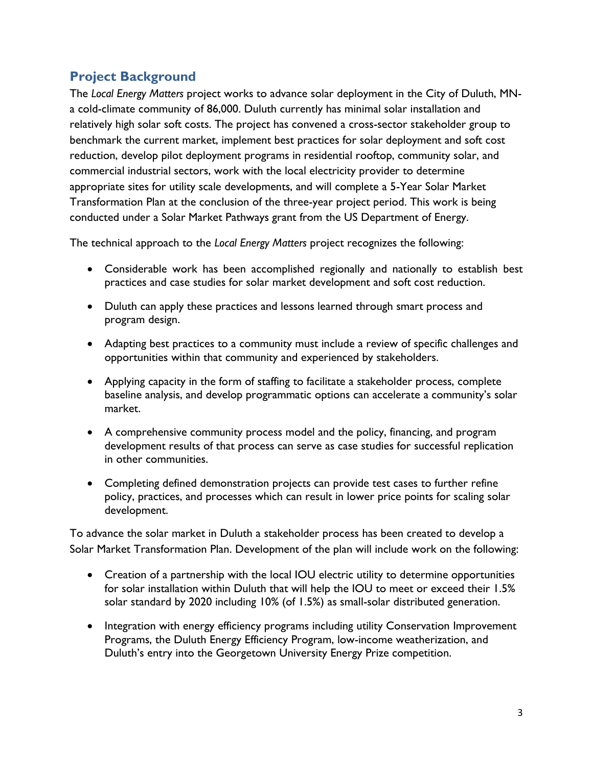## Project Background

The *Local Energy Matters* project works to advance solar deployment in the City of Duluth, MN- a cold-climate community of 86,000. Duluth currently has minimal solar installation and relatively high solar soft costs. The project has convened a cross-sector stakeholder group to benchmark the current market, implement best practices for solar deployment and soft cost reduction, develop pilot deployment programs in residential rooftop, community solar, and commercial industrial sectors, work with the local electricity provider to determine appropriate sites for utility scale developments, and will complete a 5-Year Solar Market Transformation Plan at the conclusion of the three-year project period. This work is being conducted under a Solar Market Pathways grant from the US Department of Energy.

The technical approach to the *Local Energy Matters* project recognizes the following:

- Considerable work has been accomplished regionally and nationally to establish best practices and case studies for solar market development and soft cost reduction.
- Duluth can apply these practices and lessons learned through smart process and program design.
- Adapting best practices to a community must include a review of specific challenges and opportunities within that community and experienced by stakeholders.
- Applying capacity in the form of staffing to facilitate a stakeholder process, complete baseline analysis, and develop programmatic options can accelerate a community's solar market.
- A comprehensive community process model and the policy, financing, and program development results of that process can serve as case studies for successful replication in other communities.
- Completing defined demonstration projects can provide test cases to further refine policy, practices, and processes which can result in lower price points for scaling solar development.

To advance the solar market in Duluth a stakeholder process has been created to develop a Solar Market Transformation Plan. Development of the plan will include work on the following:

- Creation of a partnership with the local IOU electric utility to determine opportunities for solar installation within Duluth that will help the IOU to meet or exceed their 1.5% solar standard by 2020 including 10% (of 1.5%) as small-solar distributed generation.
- Integration with energy efficiency programs including utility Conservation Improvement Programs, the Duluth Energy Efficiency Program, low-income weatherization, and Duluth's entry into the Georgetown University Energy Prize competition.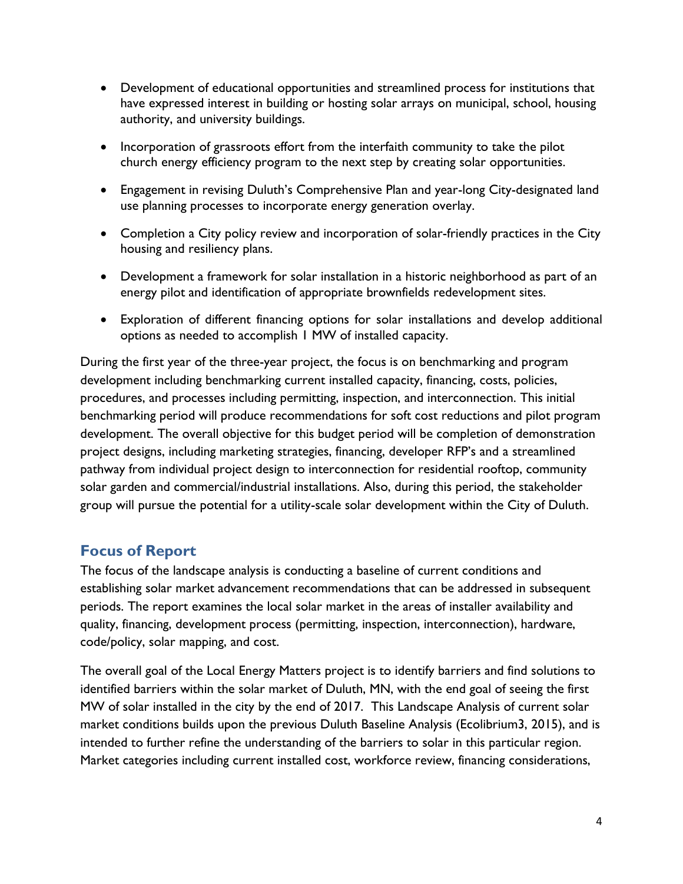- Development of educational opportunities and streamlined process for institutions that have expressed interest in building or hosting solar arrays on municipal, school, housing authority, and university buildings.
- Incorporation of grassroots effort from the interfaith community to take the pilot church energy efficiency program to the next step by creating solar opportunities.
- Engagement in revising Duluth's Comprehensive Plan and year-long City-designated land use planning processes to incorporate energy generation overlay.
- Completion a City policy review and incorporation of solar-friendly practices in the City housing and resiliency plans.
- Development a framework for solar installation in a historic neighborhood as part of an energy pilot and identification of appropriate brownfields redevelopment sites.
- Exploration of different financing options for solar installations and develop additional options as needed to accomplish 1 MW of installed capacity.

During the first year of the three-year project, the focus is on benchmarking and program development including benchmarking current installed capacity, financing, costs, policies, procedures, and processes including permitting, inspection, and interconnection. This initial benchmarking period will produce recommendations for soft cost reductions and pilot program development. The overall objective for this budget period will be completion of demonstration project designs, including marketing strategies, financing, developer RFP's and a streamlined pathway from individual project design to interconnection for residential rooftop, community solar garden and commercial/industrial installations. Also, during this period, the stakeholder group will pursue the potential for a utility-scale solar development within the City of Duluth.

## Focus of Report

The focus of the landscape analysis is conducting a baseline of current conditions and establishing solar market advancement recommendations that can be addressed in subsequent periods. The report examines the local solar market in the areas of installer availability and quality, financing, development process (permitting, inspection, interconnection), hardware, code/policy, solar mapping, and cost.

The overall goal of the Local Energy Matters project is to identify barriers and find solutions to identified barriers within the solar market of Duluth, MN, with the end goal of seeing the first MW of solar installed in the city by the end of 2017. This Landscape Analysis of current solar market conditions builds upon the previous Duluth Baseline Analysis (Ecolibrium3, 2015), and is intended to further refine the understanding of the barriers to solar in this particular region. Market categories including current installed cost, workforce review, financing considerations,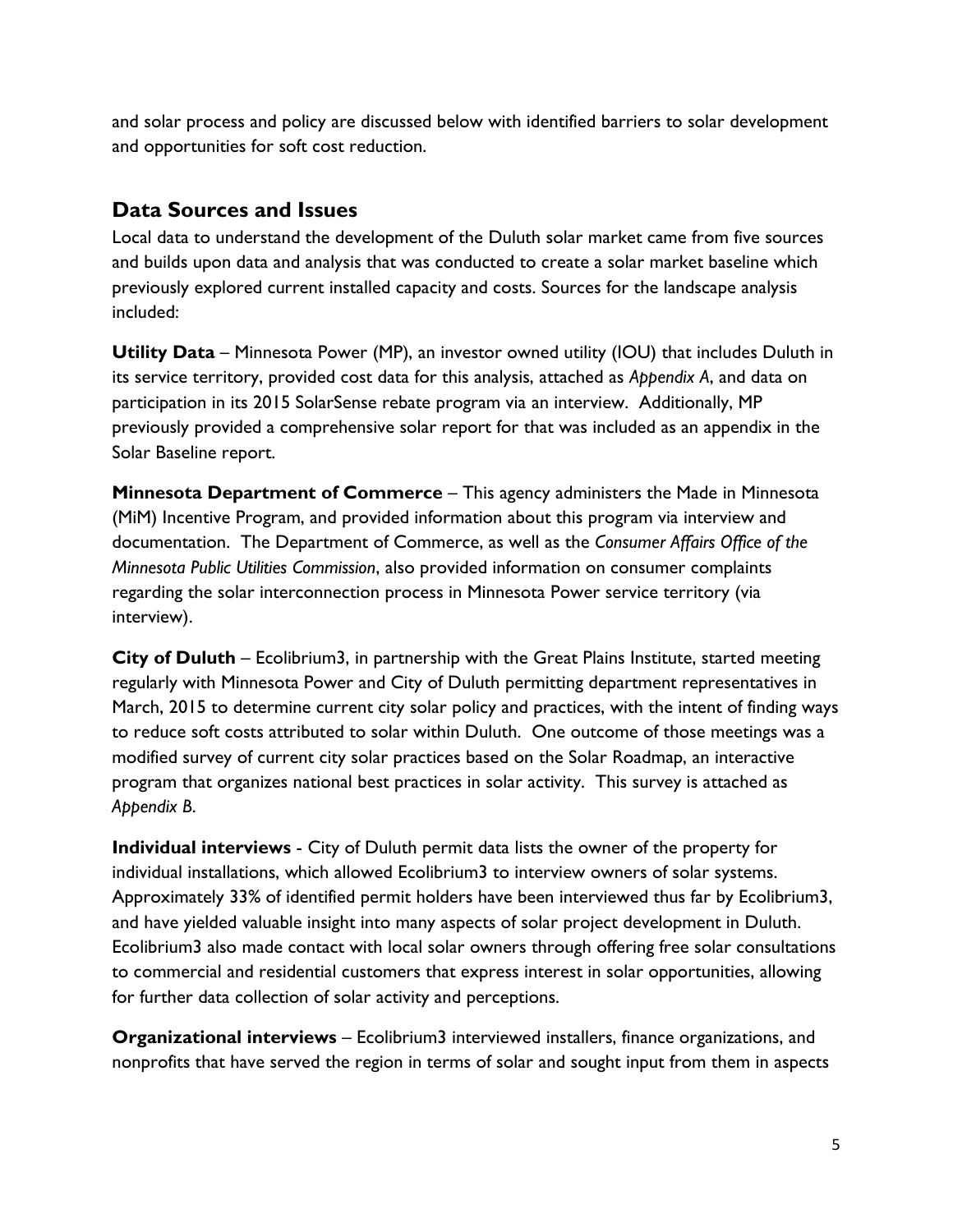and solar process and policy are discussed below with identified barriers to solar development and opportunities for soft cost reduction.

## Data Sources and Issues

Local data to understand the development of the Duluth solar market came from five sources and builds upon data and analysis that was conducted to create a solar market baseline which previously explored current installed capacity and costs. Sources for the landscape analysis included:

**Utility Data** – Minnesota Power (MP), an investor owned utility (IOU) that includes Duluth in its service territory, provided cost data for this analysis, attached as *Appendix A*, and data on participation in its 2015 SolarSense rebate program via an interview. Additionally, MP previously provided a comprehensive solar report for that was included as an appendix in the Solar Baseline report.

**Minnesota Department of Commerce** – This agency administers the Made in Minnesota (MiM) Incentive Program, and provided information about this program via interview and documentation. The Department of Commerce, as well as the *Consumer Affairs Office of the Minnesota Public Utilities Commission*, also provided information on consumer complaints regarding the solar interconnection process in Minnesota Power service territory (via interview).

**City of Duluth** – Ecolibrium3, in partnership with the Great Plains Institute, started meeting regularly with Minnesota Power and City of Duluth permitting department representatives in March, 2015 to determine current city solar policy and practices, with the intent of finding ways to reduce soft costs attributed to solar within Duluth. One outcome of those meetings was a modified survey of current city solar practices based on the Solar Roadmap, an interactive program that organizes national best practices in solar activity. This survey is attached as *Appendix B*.

**Individual interviews** - City of Duluth permit data lists the owner of the property for individual installations, which allowed Ecolibrium3 to interview owners of solar systems. Approximately 33% of identified permit holders have been interviewed thus far by Ecolibrium3, and have yielded valuable insight into many aspects of solar project development in Duluth. Ecolibrium3 also made contact with local solar owners through offering free solar consultations to commercial and residential customers that express interest in solar opportunities, allowing for further data collection of solar activity and perceptions.

**Organizational interviews** – Ecolibrium3 interviewed installers, finance organizations, and nonprofits that have served the region in terms of solar and sought input from them in aspects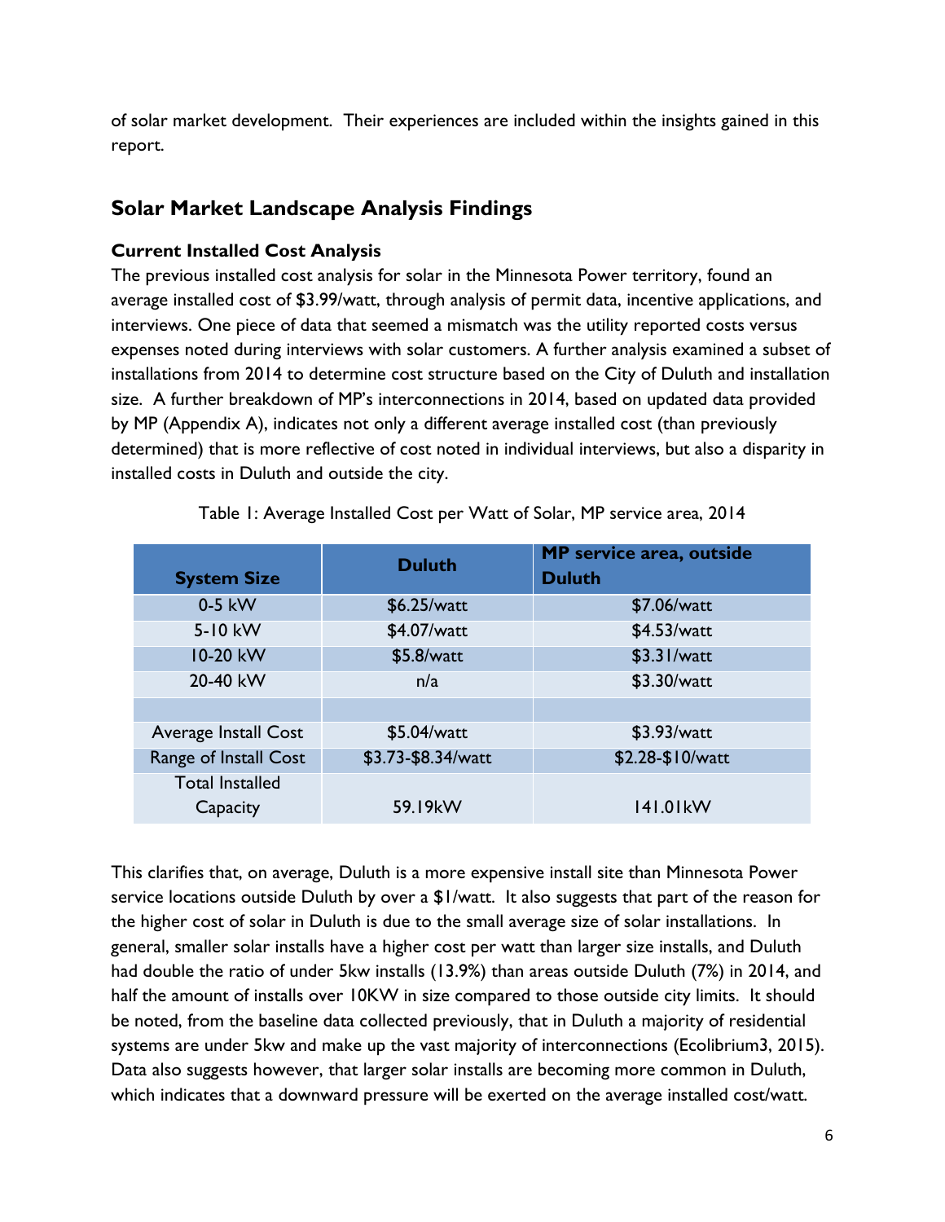of solar market development. Their experiences are included within the insights gained in this report.

## Solar Market Landscape Analysis Findings

### Current Installed Cost Analysis

The previous installed cost analysis for solar in the Minnesota Power territory, found an average installed cost of $3.99/watt, through analysis of permit data, incentive applications, and interviews. One piece of data that seemed a mismatch was the utility reported costs versus expenses noted during interviews with solar customers. A further analysis examined a subset of installations from 2014 to determine cost structure based on the City of Duluth and installation size. A further breakdown of MP's interconnections in 2014, based on updated data provided by MP (Appendix A), indicates not only a different average installed cost (than previously determined) that is more reflective of cost noted in individual interviews, but also a disparity in installed costs in Duluth and outside the city.

Table 1: Average Installed Cost per Watt of Solar, MP service area, 2014

| System Size | Duluth | MP service area, outside Duluth |
|---|---|---|
| 0-5 kW | $6.25/watt | $7.06/watt |
| 5-10 kW | $4.07/watt | $4.53/watt |
| 10-20 kW | $5.8/watt | $3.31/watt |
| 20-40 kW | n/a | $3.30/watt |
| | | |
| Average Install Cost | $5.04/watt | $3.93/watt |
| Range of Install Cost | $3.73-$8.34/watt | $2.28-$10/watt |
| Total Installed Capacity | 59.19kW | 141.01kW |

This clarifies that, on average, Duluth is a more expensive install site than Minnesota Power service locations outside Duluth by over a $1/watt. It also suggests that part of the reason for the higher cost of solar in Duluth is due to the small average size of solar installations. In general, smaller solar installs have a higher cost per watt than larger size installs, and Duluth had double the ratio of under 5kw installs (13.9%) than areas outside Duluth (7%) in 2014, and half the amount of installs over 10KW in size compared to those outside city limits. It should be noted, from the baseline data collected previously, that in Duluth a majority of residential systems are under 5kw and make up the vast majority of interconnections (Ecolibrium3, 2015). Data also suggests however, that larger solar installs are becoming more common in Duluth, which indicates that a downward pressure will be exerted on the average installed cost/watt.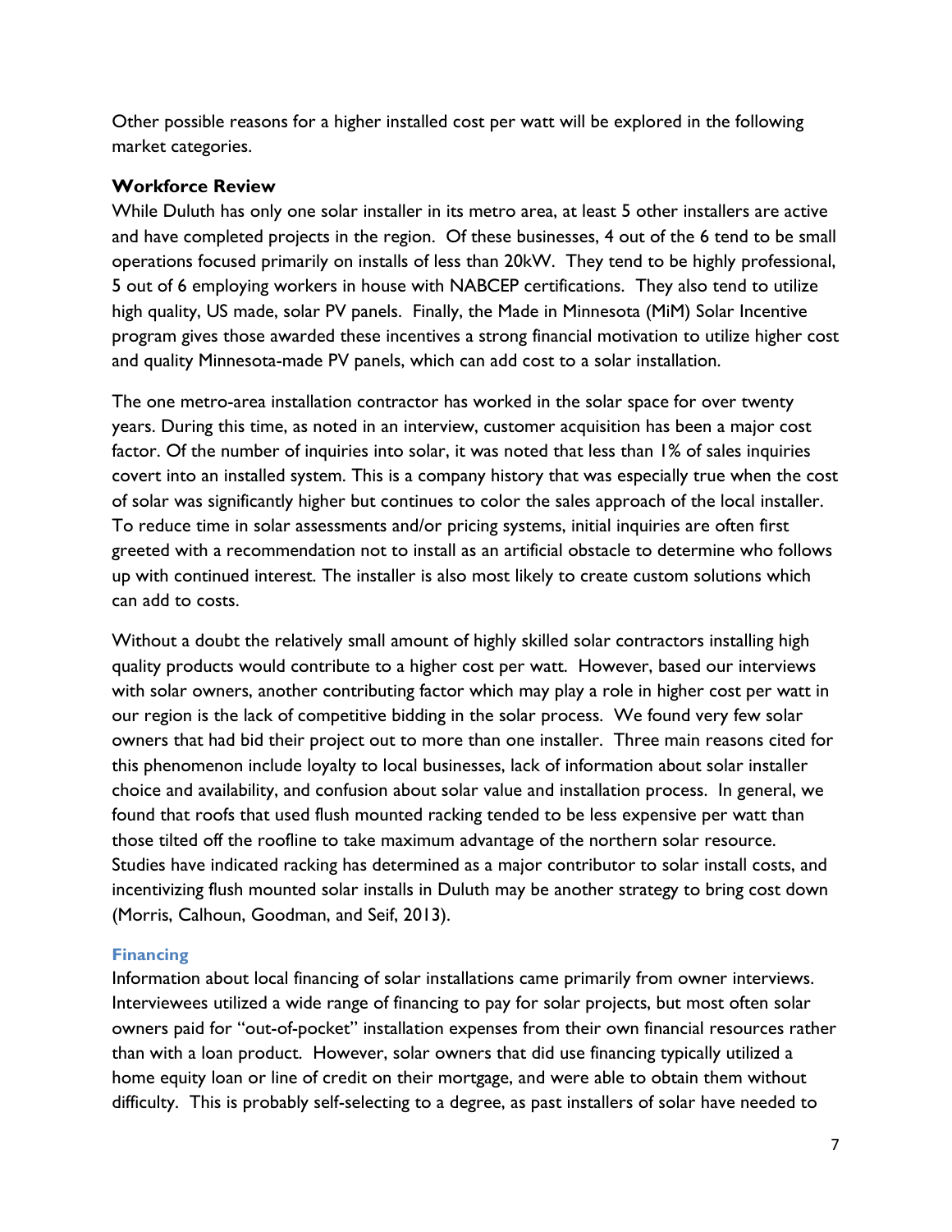Other possible reasons for a higher installed cost per watt will be explored in the following market categories.

### Workforce Review

While Duluth has only one solar installer in its metro area, at least 5 other installers are active and have completed projects in the region. Of these businesses, 4 out of the 6 tend to be small operations focused primarily on installs of less than 20kW. They tend to be highly professional, 5 out of 6 employing workers in house with NABCEP certifications. They also tend to utilize high quality, US made, solar PV panels. Finally, the Made in Minnesota (MiM) Solar Incentive program gives those awarded these incentives a strong financial motivation to utilize higher cost and quality Minnesota-made PV panels, which can add cost to a solar installation.

The one metro-area installation contractor has worked in the solar space for over twenty years. During this time, as noted in an interview, customer acquisition has been a major cost factor. Of the number of inquiries into solar, it was noted that less than 1% of sales inquiries covert into an installed system. This is a company history that was especially true when the cost of solar was significantly higher but continues to color the sales approach of the local installer. To reduce time in solar assessments and/or pricing systems, initial inquiries are often first greeted with a recommendation not to install as an artificial obstacle to determine who follows up with continued interest. The installer is also most likely to create custom solutions which can add to costs.

Without a doubt the relatively small amount of highly skilled solar contractors installing high quality products would contribute to a higher cost per watt. However, based our interviews with solar owners, another contributing factor which may play a role in higher cost per watt in our region is the lack of competitive bidding in the solar process. We found very few solar owners that had bid their project out to more than one installer. Three main reasons cited for this phenomenon include loyalty to local businesses, lack of information about solar installer choice and availability, and confusion about solar value and installation process. In general, we found that roofs that used flush mounted racking tended to be less expensive per watt than those tilted off the roofline to take maximum advantage of the northern solar resource. Studies have indicated racking has determined as a major contributor to solar install costs, and incentivizing flush mounted solar installs in Duluth may be another strategy to bring cost down (Morris, Calhoun, Goodman, and Seif, 2013).

#### Financing

Information about local financing of solar installations came primarily from owner interviews. Interviewees utilized a wide range of financing to pay for solar projects, but most often solar owners paid for "out-of-pocket" installation expenses from their own financial resources rather than with a loan product. However, solar owners that did use financing typically utilized a home equity loan or line of credit on their mortgage, and were able to obtain them without difficulty. This is probably self-selecting to a degree, as past installers of solar have needed to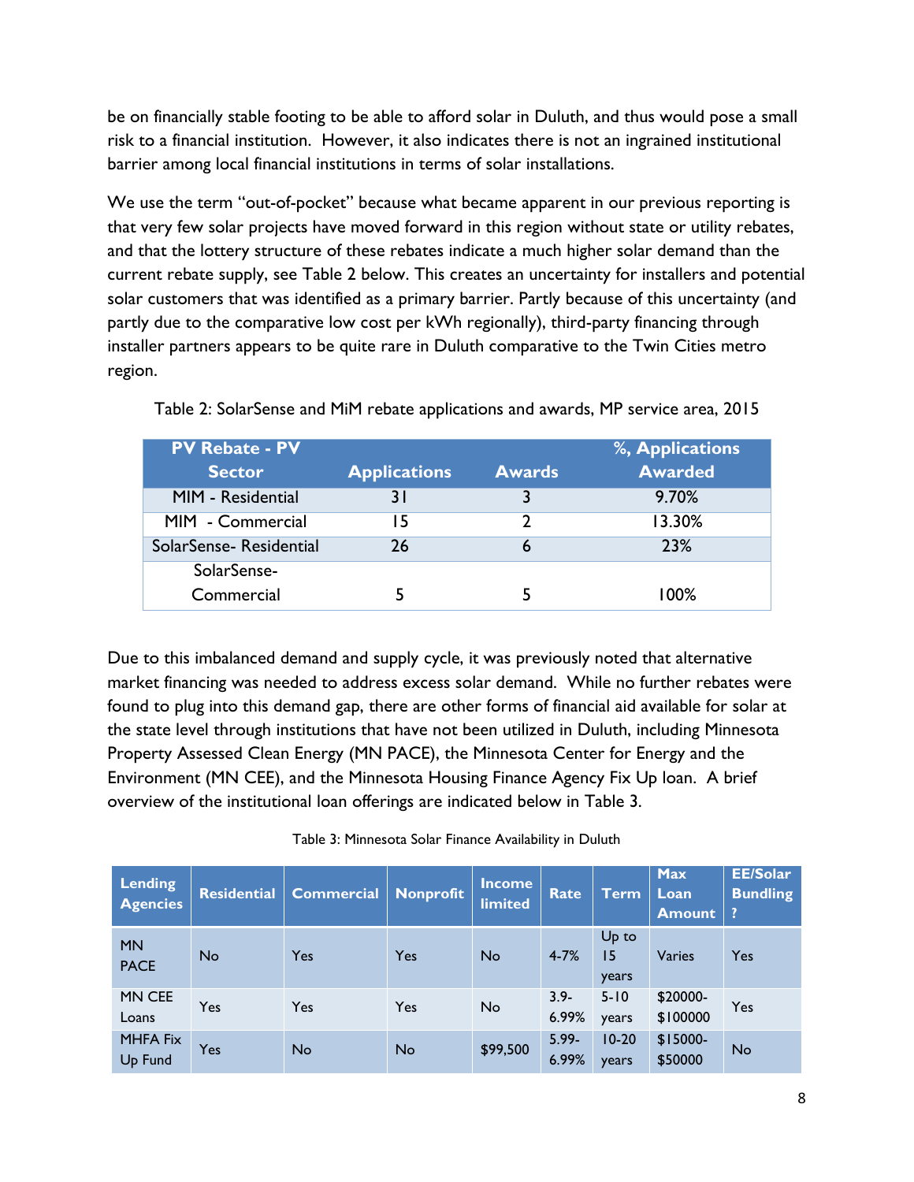be on financially stable footing to be able to afford solar in Duluth, and thus would pose a small risk to a financial institution. However, it also indicates there is not an ingrained institutional barrier among local financial institutions in terms of solar installations.

We use the term "out-of-pocket" because what became apparent in our previous reporting is that very few solar projects have moved forward in this region without state or utility rebates, and that the lottery structure of these rebates indicate a much higher solar demand than the current rebate supply, see Table 2 below. This creates an uncertainty for installers and potential solar customers that was identified as a primary barrier. Partly because of this uncertainty (and partly due to the comparative low cost per kWh regionally), third-party financing through installer partners appears to be quite rare in Duluth comparative to the Twin Cities metro region.

Table 2: SolarSense and MiM rebate applications and awards, MP service area, 2015

| PV Rebate - PV Sector | Applications | Awards | %, Applications Awarded |
|---|---|---|---|
| MIM - Residential | 31 | 3 | 9.70% |
| MIM - Commercial | 15 | 2 | 13.30% |
| SolarSense- Residential | 26 | 6 | 23% |
| SolarSense- Commercial | 5 | 5 | 100% |

Due to this imbalanced demand and supply cycle, it was previously noted that alternative market financing was needed to address excess solar demand. While no further rebates were found to plug into this demand gap, there are other forms of financial aid available for solar at the state level through institutions that have not been utilized in Duluth, including Minnesota Property Assessed Clean Energy (MN PACE), the Minnesota Center for Energy and the Environment (MN CEE), and the Minnesota Housing Finance Agency Fix Up loan. A brief overview of the institutional loan offerings are indicated below in Table 3.

Table 3: Minnesota Solar Finance Availability in Duluth

| Lending Agencies | Residential | Commercial | Nonprofit | Income limited | Rate | Term | Max Loan Amount | EE/Solar Bundling ? |
|---|---|---|---|---|---|---|---|---|
| MN PACE | No | Yes | Yes | No | 4-7% | Up to 15 years | Varies | Yes |
| MN CEE Loans | Yes | Yes | Yes | No | 3.9-6.99% | 5-10 years | $20000-$100000 | Yes |
| MHFA Fix Up Fund | Yes | No | No | $99,500 | 5.99-6.99% | 10-20 years | $15000-$50000 | No |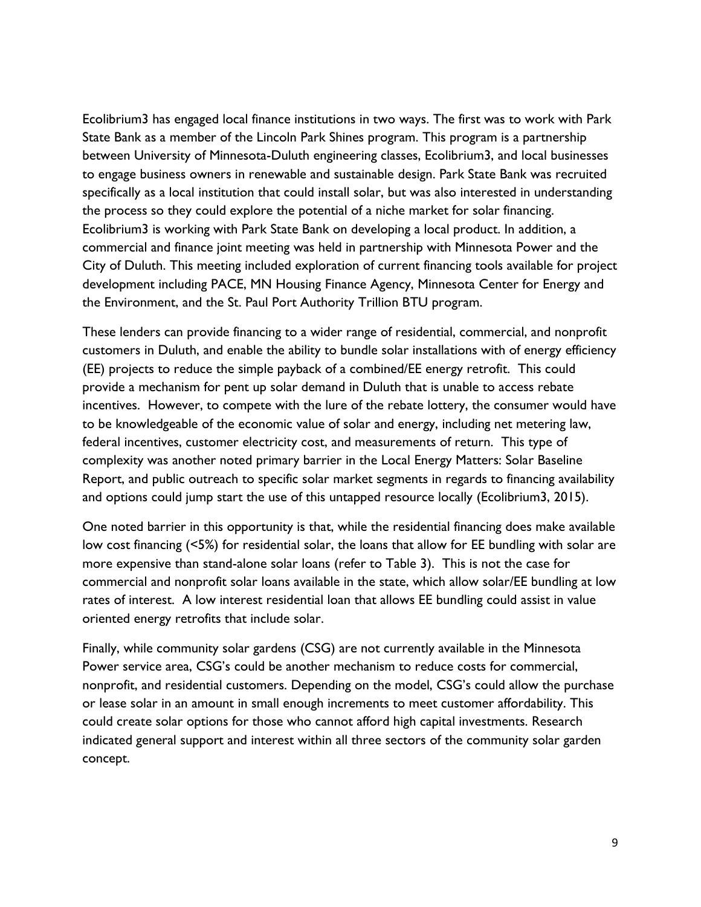Ecolibrium3 has engaged local finance institutions in two ways. The first was to work with Park State Bank as a member of the Lincoln Park Shines program. This program is a partnership between University of Minnesota-Duluth engineering classes, Ecolibrium3, and local businesses to engage business owners in renewable and sustainable design. Park State Bank was recruited specifically as a local institution that could install solar, but was also interested in understanding the process so they could explore the potential of a niche market for solar financing. Ecolibrium3 is working with Park State Bank on developing a local product. In addition, a commercial and finance joint meeting was held in partnership with Minnesota Power and the City of Duluth. This meeting included exploration of current financing tools available for project development including PACE, MN Housing Finance Agency, Minnesota Center for Energy and the Environment, and the St. Paul Port Authority Trillion BTU program.

These lenders can provide financing to a wider range of residential, commercial, and nonprofit customers in Duluth, and enable the ability to bundle solar installations with of energy efficiency (EE) projects to reduce the simple payback of a combined/EE energy retrofit. This could provide a mechanism for pent up solar demand in Duluth that is unable to access rebate incentives. However, to compete with the lure of the rebate lottery, the consumer would have to be knowledgeable of the economic value of solar and energy, including net metering law, federal incentives, customer electricity cost, and measurements of return. This type of complexity was another noted primary barrier in the Local Energy Matters: Solar Baseline Report, and public outreach to specific solar market segments in regards to financing availability and options could jump start the use of this untapped resource locally (Ecolibrium3, 2015).

One noted barrier in this opportunity is that, while the residential financing does make available low cost financing (<5%) for residential solar, the loans that allow for EE bundling with solar are more expensive than stand-alone solar loans (refer to Table 3). This is not the case for commercial and nonprofit solar loans available in the state, which allow solar/EE bundling at low rates of interest. A low interest residential loan that allows EE bundling could assist in value oriented energy retrofits that include solar.

Finally, while community solar gardens (CSG) are not currently available in the Minnesota Power service area, CSG's could be another mechanism to reduce costs for commercial, nonprofit, and residential customers. Depending on the model, CSG's could allow the purchase or lease solar in an amount in small enough increments to meet customer affordability. This could create solar options for those who cannot afford high capital investments. Research indicated general support and interest within all three sectors of the community solar garden concept.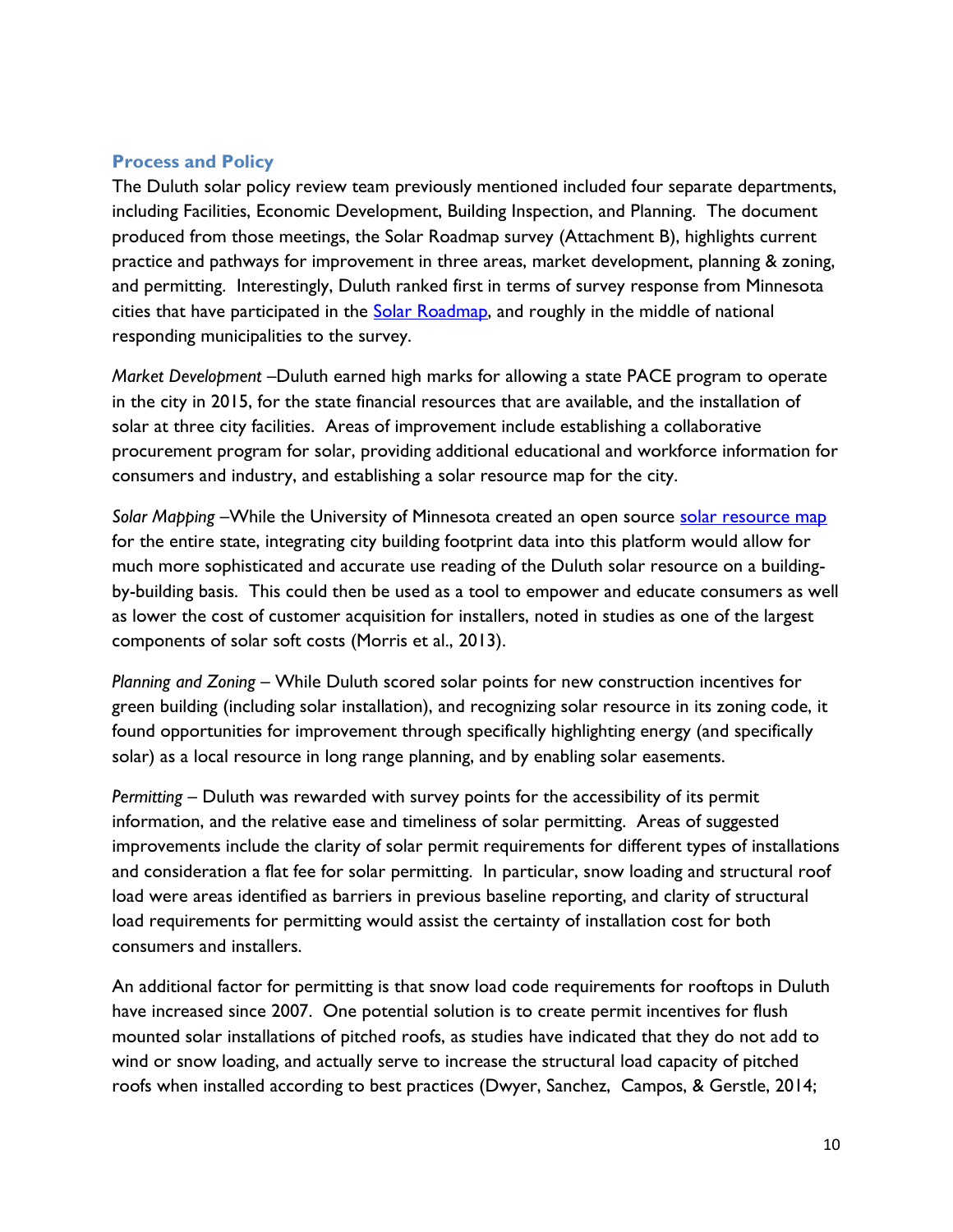## Process and Policy

The Duluth solar policy review team previously mentioned included four separate departments, including Facilities, Economic Development, Building Inspection, and Planning. The document produced from those meetings, the Solar Roadmap survey (Attachment B), highlights current practice and pathways for improvement in three areas, market development, planning & zoning, and permitting. Interestingly, Duluth ranked first in terms of survey response from Minnesota cities that have participated in the [Solar Roadmap](), and roughly in the middle of national responding municipalities to the survey.

*Market Development* –Duluth earned high marks for allowing a state PACE program to operate in the city in 2015, for the state financial resources that are available, and the installation of solar at three city facilities. Areas of improvement include establishing a collaborative procurement program for solar, providing additional educational and workforce information for consumers and industry, and establishing a solar resource map for the city.

*Solar Mapping* –While the University of Minnesota created an open source [solar resource map]() for the entire state, integrating city building footprint data into this platform would allow for much more sophisticated and accurate use reading of the Duluth solar resource on a building-by-building basis. This could then be used as a tool to empower and educate consumers as well as lower the cost of customer acquisition for installers, noted in studies as one of the largest components of solar soft costs (Morris et al., 2013).

*Planning and Zoning* – While Duluth scored solar points for new construction incentives for green building (including solar installation), and recognizing solar resource in its zoning code, it found opportunities for improvement through specifically highlighting energy (and specifically solar) as a local resource in long range planning, and by enabling solar easements.

*Permitting* – Duluth was rewarded with survey points for the accessibility of its permit information, and the relative ease and timeliness of solar permitting. Areas of suggested improvements include the clarity of solar permit requirements for different types of installations and consideration a flat fee for solar permitting. In particular, snow loading and structural roof load were areas identified as barriers in previous baseline reporting, and clarity of structural load requirements for permitting would assist the certainty of installation cost for both consumers and installers.

An additional factor for permitting is that snow load code requirements for rooftops in Duluth have increased since 2007. One potential solution is to create permit incentives for flush mounted solar installations of pitched roofs, as studies have indicated that they do not add to wind or snow loading, and actually serve to increase the structural load capacity of pitched roofs when installed according to best practices (Dwyer, Sanchez, Campos, & Gerstle, 2014;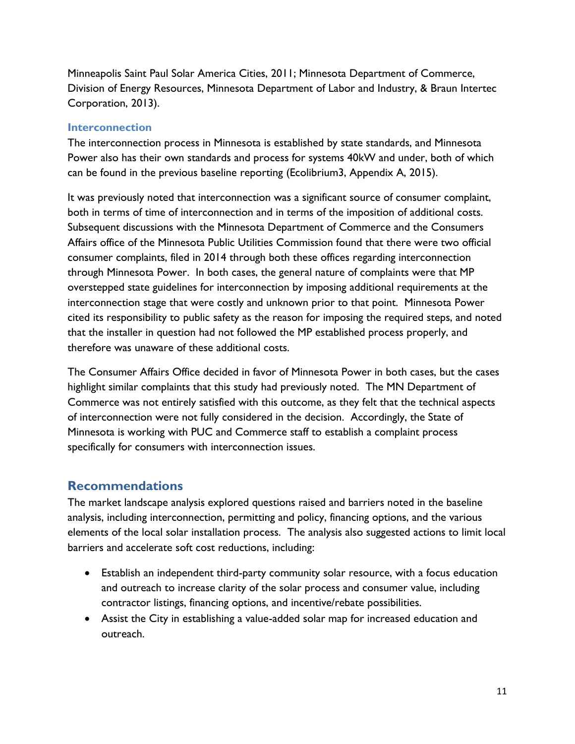Minneapolis Saint Paul Solar America Cities, 2011; Minnesota Department of Commerce, Division of Energy Resources, Minnesota Department of Labor and Industry, & Braun Intertec Corporation, 2013).

### Interconnection

The interconnection process in Minnesota is established by state standards, and Minnesota Power also has their own standards and process for systems 40kW and under, both of which can be found in the previous baseline reporting (Ecolibrium3, Appendix A, 2015).

It was previously noted that interconnection was a significant source of consumer complaint, both in terms of time of interconnection and in terms of the imposition of additional costs. Subsequent discussions with the Minnesota Department of Commerce and the Consumers Affairs office of the Minnesota Public Utilities Commission found that there were two official consumer complaints, filed in 2014 through both these offices regarding interconnection through Minnesota Power. In both cases, the general nature of complaints were that MP overstepped state guidelines for interconnection by imposing additional requirements at the interconnection stage that were costly and unknown prior to that point. Minnesota Power cited its responsibility to public safety as the reason for imposing the required steps, and noted that the installer in question had not followed the MP established process properly, and therefore was unaware of these additional costs.

The Consumer Affairs Office decided in favor of Minnesota Power in both cases, but the cases highlight similar complaints that this study had previously noted. The MN Department of Commerce was not entirely satisfied with this outcome, as they felt that the technical aspects of interconnection were not fully considered in the decision. Accordingly, the State of Minnesota is working with PUC and Commerce staff to establish a complaint process specifically for consumers with interconnection issues.

## Recommendations

The market landscape analysis explored questions raised and barriers noted in the baseline analysis, including interconnection, permitting and policy, financing options, and the various elements of the local solar installation process. The analysis also suggested actions to limit local barriers and accelerate soft cost reductions, including:

- Establish an independent third-party community solar resource, with a focus education and outreach to increase clarity of the solar process and consumer value, including contractor listings, financing options, and incentive/rebate possibilities.
- Assist the City in establishing a value-added solar map for increased education and outreach.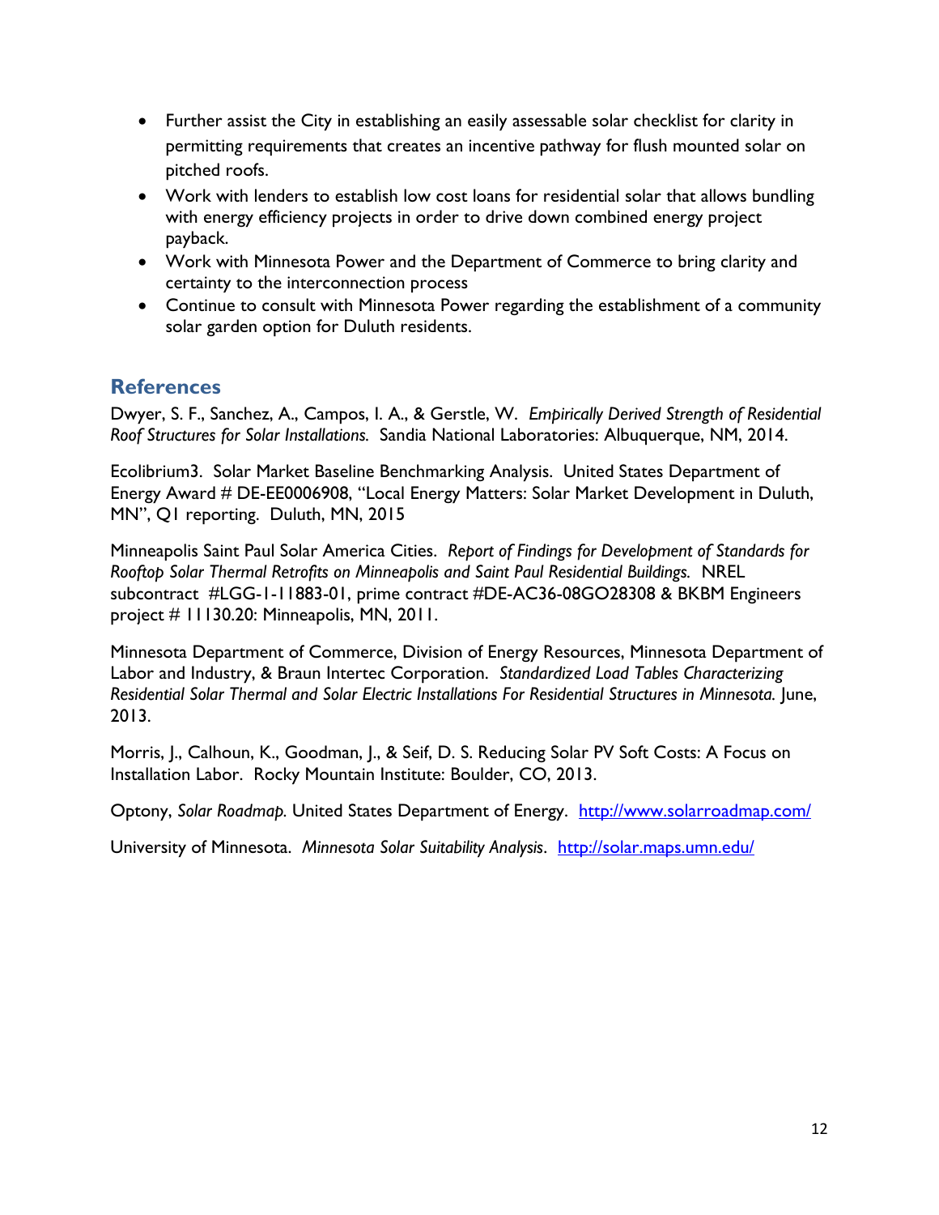- Further assist the City in establishing an easily assessable solar checklist for clarity in permitting requirements that creates an incentive pathway for flush mounted solar on pitched roofs.
- Work with lenders to establish low cost loans for residential solar that allows bundling with energy efficiency projects in order to drive down combined energy project payback.
- Work with Minnesota Power and the Department of Commerce to bring clarity and certainty to the interconnection process
- Continue to consult with Minnesota Power regarding the establishment of a community solar garden option for Duluth residents.

## References

Dwyer, S. F., Sanchez, A., Campos, I. A., & Gerstle, W. *Empirically Derived Strength of Residential Roof Structures for Solar Installations.* Sandia National Laboratories: Albuquerque, NM, 2014.

Ecolibrium3. Solar Market Baseline Benchmarking Analysis. United States Department of Energy Award # DE-EE0006908, "Local Energy Matters: Solar Market Development in Duluth, MN", Q1 reporting. Duluth, MN, 2015

Minneapolis Saint Paul Solar America Cities. *Report of Findings for Development of Standards for Rooftop Solar Thermal Retrofits on Minneapolis and Saint Paul Residential Buildings.* NREL subcontract #LGG-1-11883-01, prime contract #DE-AC36-08GO28308 & BKBM Engineers project # 11130.20: Minneapolis, MN, 2011.

Minnesota Department of Commerce, Division of Energy Resources, Minnesota Department of Labor and Industry, & Braun Intertec Corporation. *Standardized Load Tables Characterizing Residential Solar Thermal and Solar Electric Installations For Residential Structures in Minnesota.* June, 2013.

Morris, J., Calhoun, K., Goodman, J., & Seif, D. S. Reducing Solar PV Soft Costs: A Focus on Installation Labor. Rocky Mountain Institute: Boulder, CO, 2013.

Optony, *Solar Roadmap.* United States Department of Energy. http://www.solarroadmap.com/

University of Minnesota. *Minnesota Solar Suitability Analysis*. http://solar.maps.umn.edu/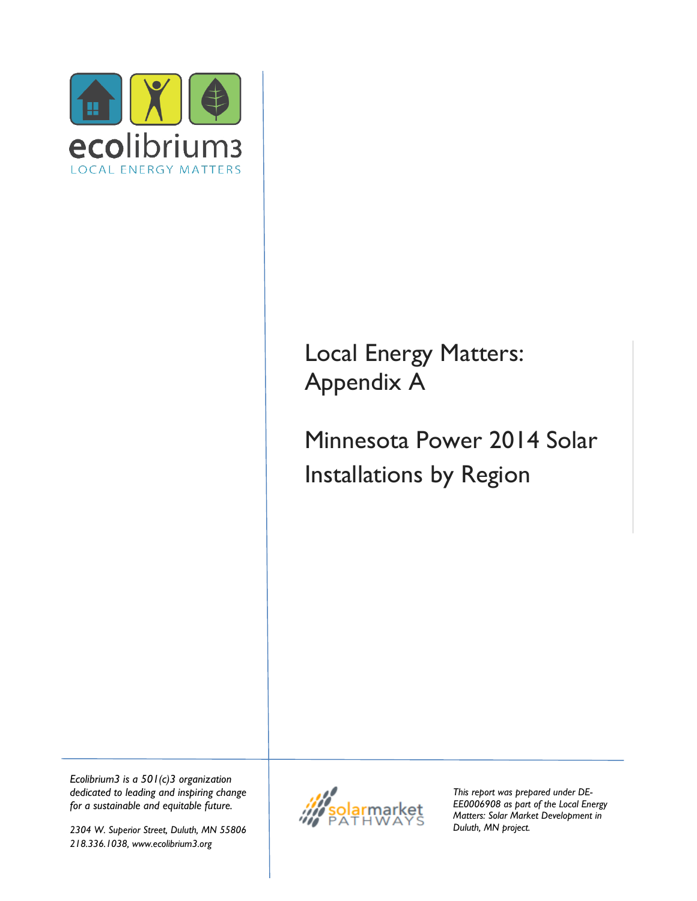ecolibrium3

LOCAL ENERGY MATTERS

# Local Energy Matters: Appendix A

# Minnesota Power 2014 Solar Installations by Region

*Ecolibrium3 is a 501(c)3 organization dedicated to leading and inspiring change for a sustainable and equitable future.*

*2304 W. Superior Street, Duluth, MN 55806*
*218.336.1038, www.ecolibrium3.org*

solarmarket PATHWAYS

*This report was prepared under DE-EE0006908 as part of the Local Energy Matters: Solar Market Development in Duluth, MN project.*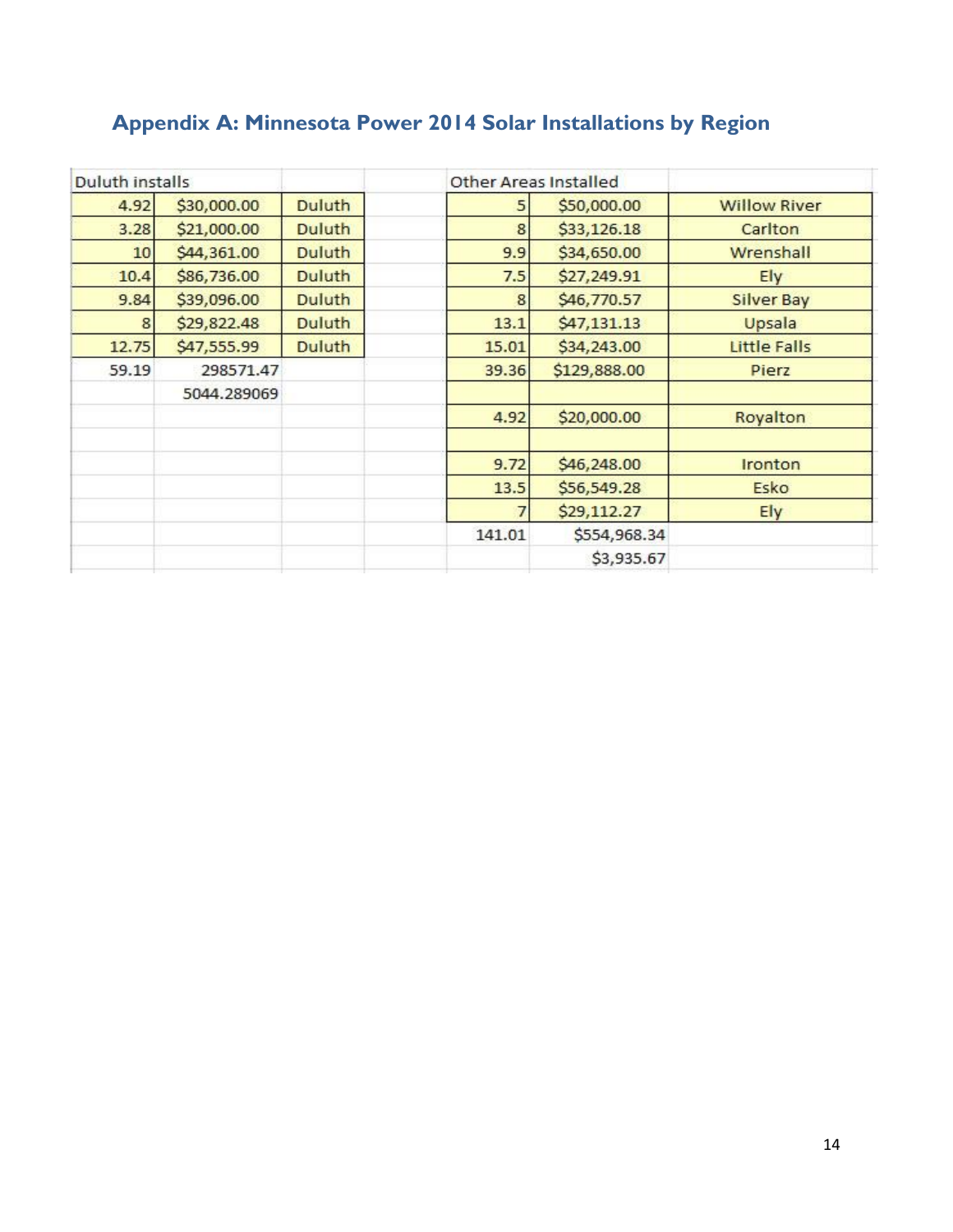## Appendix A: Minnesota Power 2014 Solar Installations by Region

| Duluth installs | | |
|---|---|---|
| 4.92 | $30,000.00 | Duluth |
| 3.28 | $21,000.00 | Duluth |
| 10 | $44,361.00 | Duluth |
| 10.4 | $86,736.00 | Duluth |
| 9.84 | $39,096.00 | Duluth |
| 8 | $29,822.48 | Duluth |
| 12.75 | $47,555.99 | Duluth |
| 59.19 | 298571.47 | |
| | 5044.289069 | |

| Other Areas Installed | | |
|---|---|---|
| 5 | $50,000.00 | Willow River |
| 8 | $33,126.18 | Carlton |
| 9.9 | $34,650.00 | Wrenshall |
| 7.5 | $27,249.91 | Ely |
| 8 | $46,770.57 | Silver Bay |
| 13.1 | $47,131.13 | Upsala |
| 15.01 | $34,243.00 | Little Falls |
| 39.36 | $129,888.00 | Pierz |
| | | |
| 4.92 | $20,000.00 | Royalton |
| | | |
| 9.72 | $46,248.00 | Ironton |
| 13.5 | $56,549.28 | Esko |
| 7 | $29,112.27 | Ely |
| 141.01 | $554,968.34 | |
| | $3,935.67 | |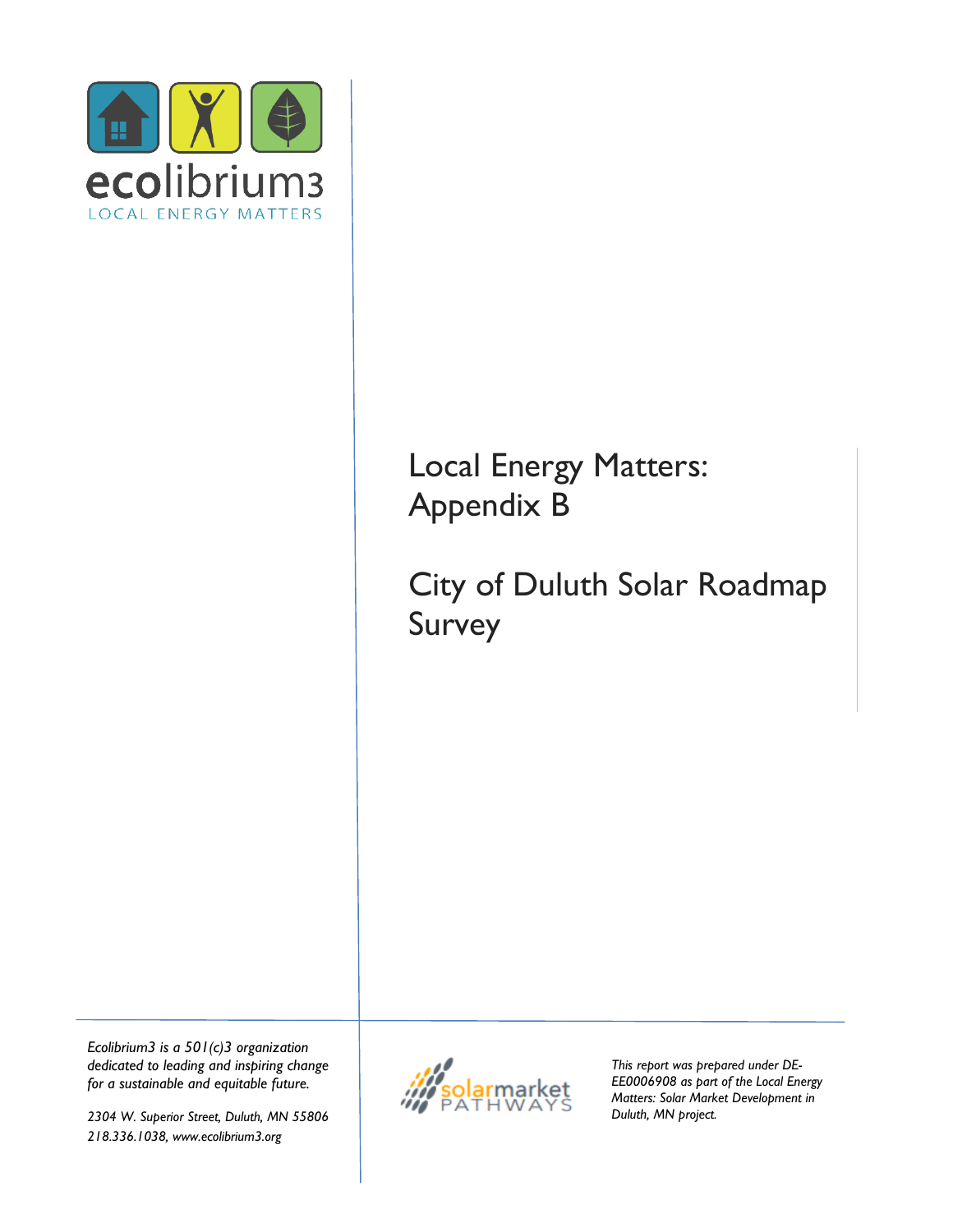ecolibrium3

LOCAL ENERGY MATTERS

# Local Energy Matters: Appendix B

# City of Duluth Solar Roadmap Survey

*Ecolibrium3 is a 501(c)3 organization dedicated to leading and inspiring change for a sustainable and equitable future.*

*2304 W. Superior Street, Duluth, MN 55806*
*218.336.1038, www.ecolibrium3.org*

solarmarket PATHWAYS

*This report was prepared under DE-EE0006908 as part of the Local Energy Matters: Solar Market Development in Duluth, MN project.*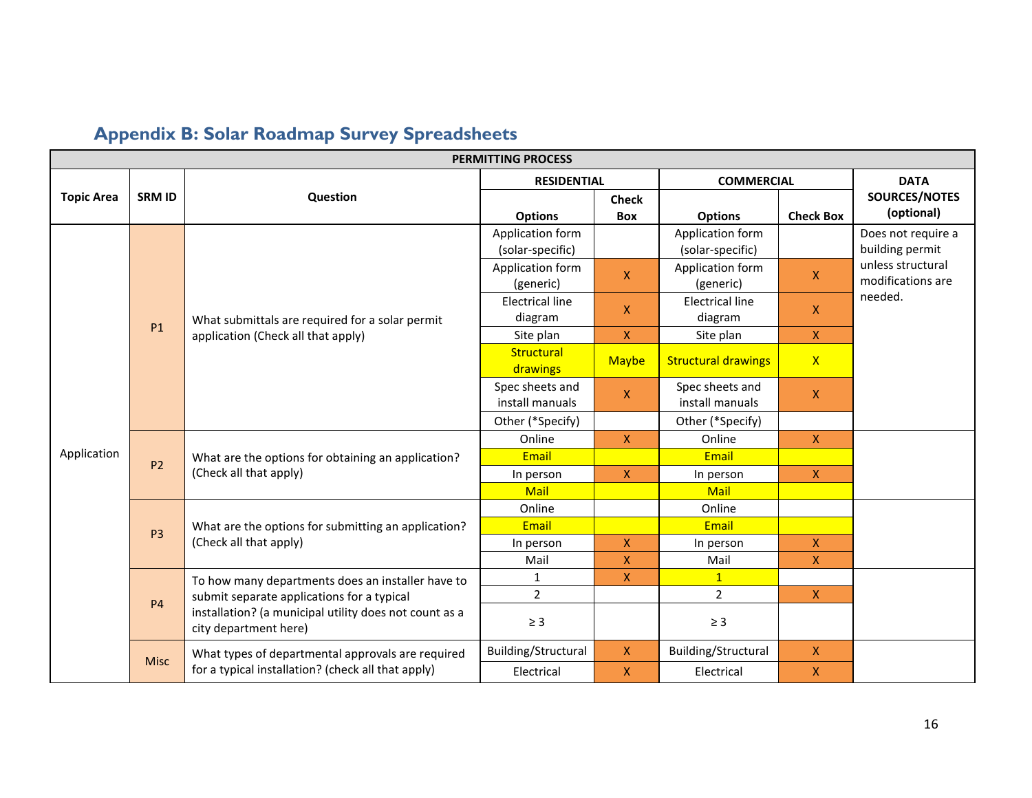## Appendix B: Solar Roadmap Survey Spreadsheets

| PERMITTING PROCESS | | | | | | | |
|---|---|---|---|---|---|---|---|
| Topic Area | SRM ID | Question | RESIDENTIAL | | COMMERCIAL | | DATA SOURCES/NOTES (optional) |
| | | | Options | Check Box | Options | Check Box | |
| Application | P1 | What submittals are required for a solar permit application (Check all that apply) | Application form (solar-specific) | | Application form (solar-specific) | | Does not require a building permit unless structural modifications are needed. |
| | | | Application form (generic) | X | Application form (generic) | X | |
| | | | Electrical line diagram | X | Electrical line diagram | X | |
| | | | Site plan | X | Site plan | X | |
| | | | Structural drawings | Maybe | Structural drawings | X | |
| | | | Spec sheets and install manuals | X | Spec sheets and install manuals | X | |
| | | | Other (*Specify) | | Other (*Specify) | | |
| | P2 | What are the options for obtaining an application? (Check all that apply) | Online | X | Online | X | |
| | | | Email | | Email | | |
| | | | In person | X | In person | X | |
| | | | Mail | | Mail | | |
| | P3 | What are the options for submitting an application? (Check all that apply) | Online | | Online | | |
| | | | Email | | Email | | |
| | | | In person | X | In person | X | |
| | | | Mail | X | Mail | X | |
| | P4 | To how many departments does an installer have to submit separate applications for a typical installation? (a municipal utility does not count as a city department here) | 1 | X | 1 | | |
| | | | 2 | | 2 | X | |
| | | | ≥ 3 | | ≥ 3 | | |
| | Misc | What types of departmental approvals are required for a typical installation? (check all that apply) | Building/Structural | X | Building/Structural | X | |
| | | | Electrical | X | Electrical | X | |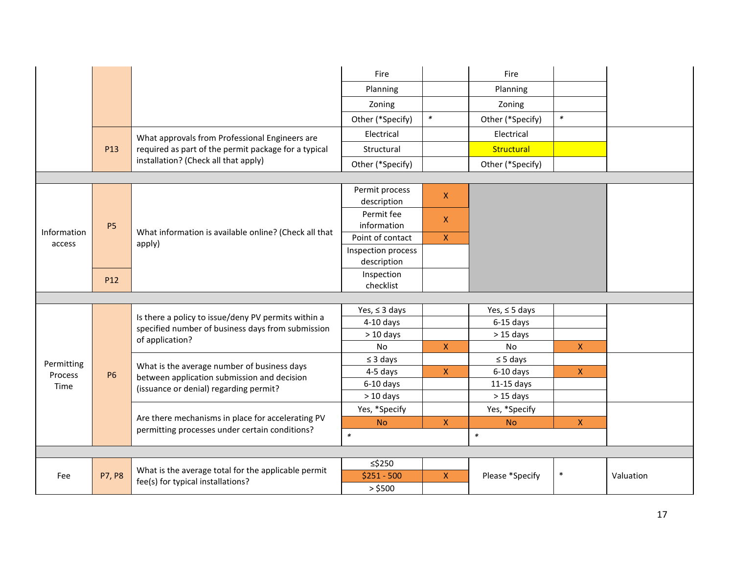| | | | | | | | |
|---|---|---|---|---|---|---|---|
| | | | Fire | | Fire | | |
| | | | Planning | | Planning | | |
| | | | Zoning | | Zoning | | |
| | | | Other (*Specify) | * | Other (*Specify) | * | |
| | P13 | What approvals from Professional Engineers are required as part of the permit package for a typical installation? (Check all that apply) | Electrical | | Electrical | | |
| | | | Structural | | Structural | | |
| | | | Other (*Specify) | | Other (*Specify) | | |
| | | | | | | | |
| Information access | P5 | What information is available online? (Check all that apply) | Permit process description | X | | | |
| | | | Permit fee information | X | | | |
| | | | Point of contact | X | | | |
| | | | Inspection process description | | | | |
| | P12 | | Inspection checklist | | | | |
| | | | | | | | |
| Permitting Process Time | P6 | Is there a policy to issue/deny PV permits within a specified number of business days from submission of application? | Yes, ≤ 3 days | | Yes, ≤ 5 days | | |
| | | | 4-10 days | | 6-15 days | | |
| | | | > 10 days | | > 15 days | | |
| | | | No | X | No | X | |
| | | What is the average number of business days between application submission and decision (issuance or denial) regarding permit? | ≤ 3 days | | ≤ 5 days | | |
| | | | 4-5 days | X | 6-10 days | X | |
| | | | 6-10 days | | 11-15 days | | |
| | | | > 10 days | | > 15 days | | |
| | | Are there mechanisms in place for accelerating PV permitting processes under certain conditions? | Yes, *Specify | | Yes, *Specify | | |
| | | | No | X | No | X | |
| | | | * | | * | | |
| | | | | | | | |
| Fee | P7, P8 | What is the average total for the applicable permit fee(s) for typical installations? | ≤$250 | | Please *Specify | * | Valuation |
| | | | $251 - 500 | X | | | |
| | | | > $500 | | | | |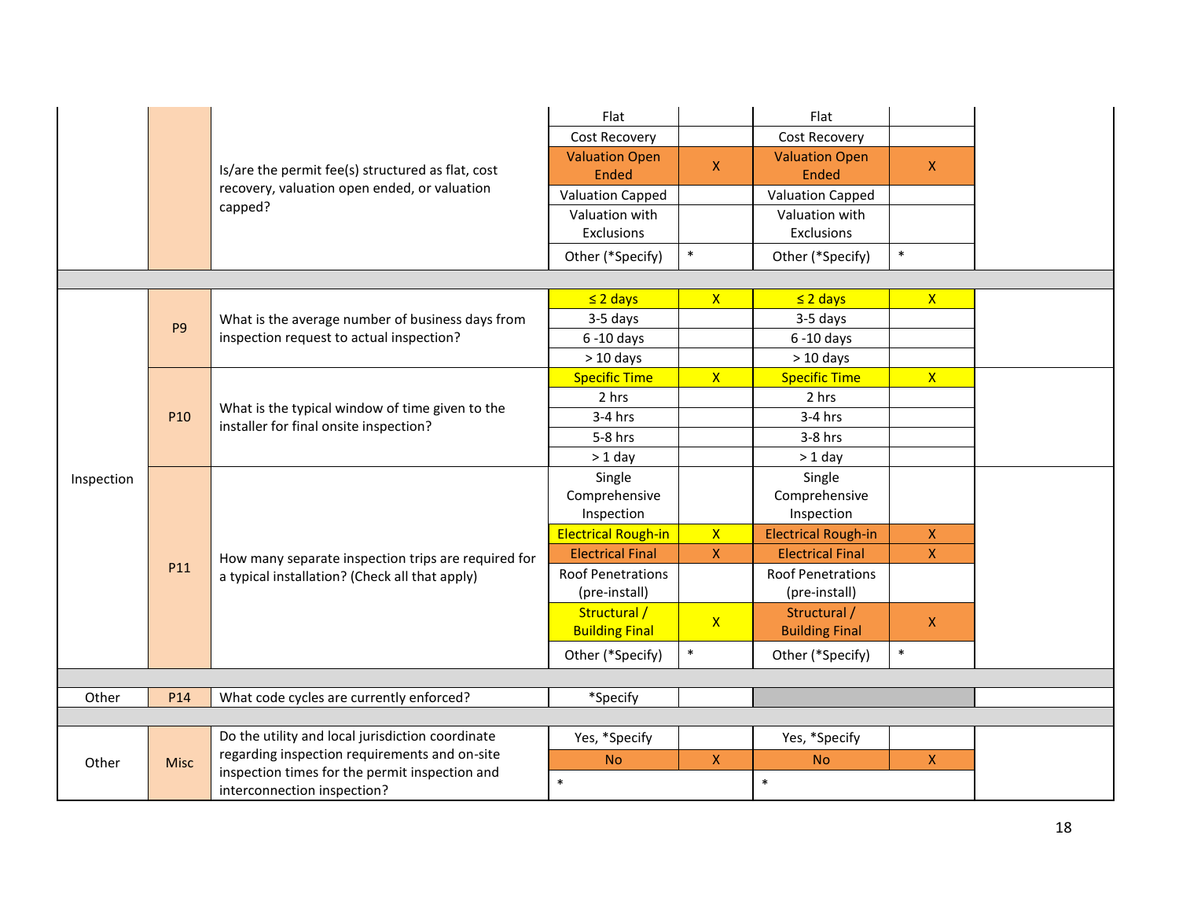| | | | | | | | |
|---|---|---|---|---|---|---|---|
| | | Is/are the permit fee(s) structured as flat, cost recovery, valuation open ended, or valuation capped? | Flat | | Flat | | |
| | | | Cost Recovery | | Cost Recovery | | |
| | | | Valuation Open Ended | X | Valuation Open Ended | X | |
| | | | Valuation Capped | | Valuation Capped | | |
| | | | Valuation with Exclusions | | Valuation with Exclusions | | |
| | | | Other (*Specify) | * | Other (*Specify) | * | |
| | | | | | | | |
| Inspection | P9 | What is the average number of business days from inspection request to actual inspection? | ≤ 2 days | X | ≤ 2 days | X | |
| | | | 3-5 days | | 3-5 days | | |
| | | | 6 -10 days | | 6 -10 days | | |
| | | | > 10 days | | > 10 days | | |
| | P10 | What is the typical window of time given to the installer for final onsite inspection? | Specific Time | X | Specific Time | X | |
| | | | 2 hrs | | 2 hrs | | |
| | | | 3-4 hrs | | 3-4 hrs | | |
| | | | 5-8 hrs | | 3-8 hrs | | |
| | | | > 1 day | | > 1 day | | |
| | P11 | How many separate inspection trips are required for a typical installation? (Check all that apply) | Single Comprehensive Inspection | | Single Comprehensive Inspection | | |
| | | | Electrical Rough-in | X | Electrical Rough-in | X | |
| | | | Electrical Final | X | Electrical Final | X | |
| | | | Roof Penetrations (pre-install) | | Roof Penetrations (pre-install) | | |
| | | | Structural / Building Final | X | Structural / Building Final | X | |
| | | | Other (*Specify) | * | Other (*Specify) | * | |
| | | | | | | | |
| Other | P14 | What code cycles are currently enforced? | *Specify | | | | |
| | | | | | | | |
| Other | Misc | Do the utility and local jurisdiction coordinate regarding inspection requirements and on-site inspection times for the permit inspection and interconnection inspection? | Yes, *Specify | | Yes, *Specify | | |
| | | | No | X | No | X | |
| | | | * | | * | | |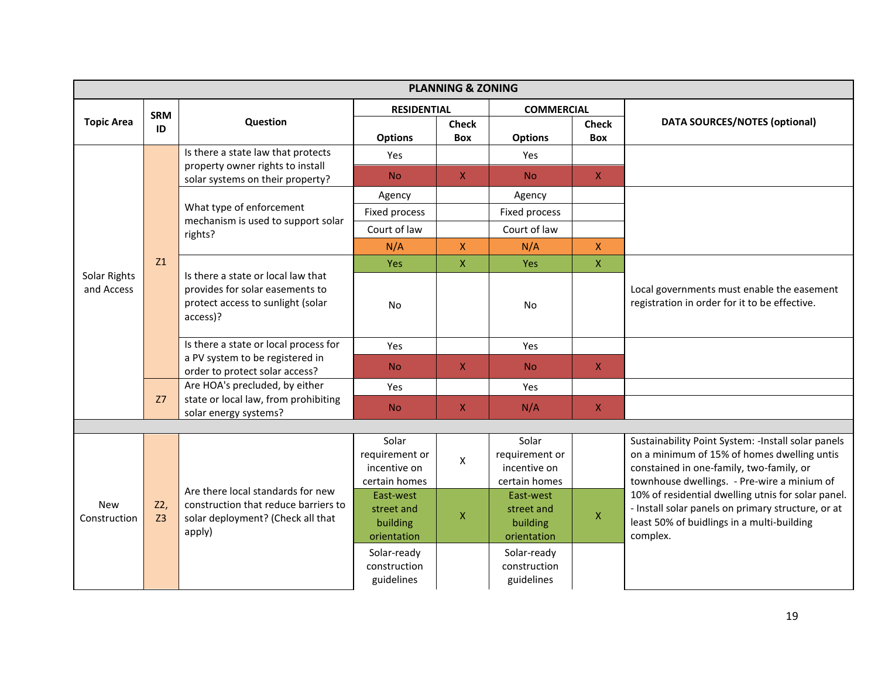| PLANNING & ZONING | | | | | | | |
|---|---|---|---|---|---|---|---|
| Topic Area | SRM ID | Question | RESIDENTIAL | | COMMERCIAL | | DATA SOURCES/NOTES (optional) |
| | | | Options | Check Box | Options | Check Box | |
| Solar Rights and Access | Z1 | Is there a state law that protects property owner rights to install solar systems on their property? | Yes | | Yes | | |
| | | | No | X | No | X | |
| | | What type of enforcement mechanism is used to support solar rights? | Agency | | Agency | | |
| | | | Fixed process | | Fixed process | | |
| | | | Court of law | | Court of law | | |
| | | | N/A | X | N/A | X | |
| | | Is there a state or local law that provides for solar easements to protect access to sunlight (solar access)? | Yes | X | Yes | X | Local governments must enable the easement registration in order for it to be effective. |
| | | | No | | No | | |
| | | Is there a state or local process for a PV system to be registered in order to protect solar access? | Yes | | Yes | | |
| | | | No | X | No | X | |
| | Z7 | Are HOA's precluded, by either state or local law, from prohibiting solar energy systems? | Yes | | Yes | | |
| | | | No | X | N/A | X | |
| | | | | | | | |
| New Construction | Z2, Z3 | Are there local standards for new construction that reduce barriers to solar deployment? (Check all that apply) | Solar requirement or incentive on certain homes | X | Solar requirement or incentive on certain homes | | Sustainability Point System: -Install solar panels on a minimum of 15% of homes dwelling untis constained in one-family, two-family, or townhouse dwellings. - Pre-wire a minium of 10% of residential dwelling utnis for solar panel. - Install solar panels on primary structure, or at least 50% of buidlings in a multi-building complex. |
| | | | East-west street and building orientation | X | East-west street and building orientation | X | |
| | | | Solar-ready construction guidelines | | Solar-ready construction guidelines | | |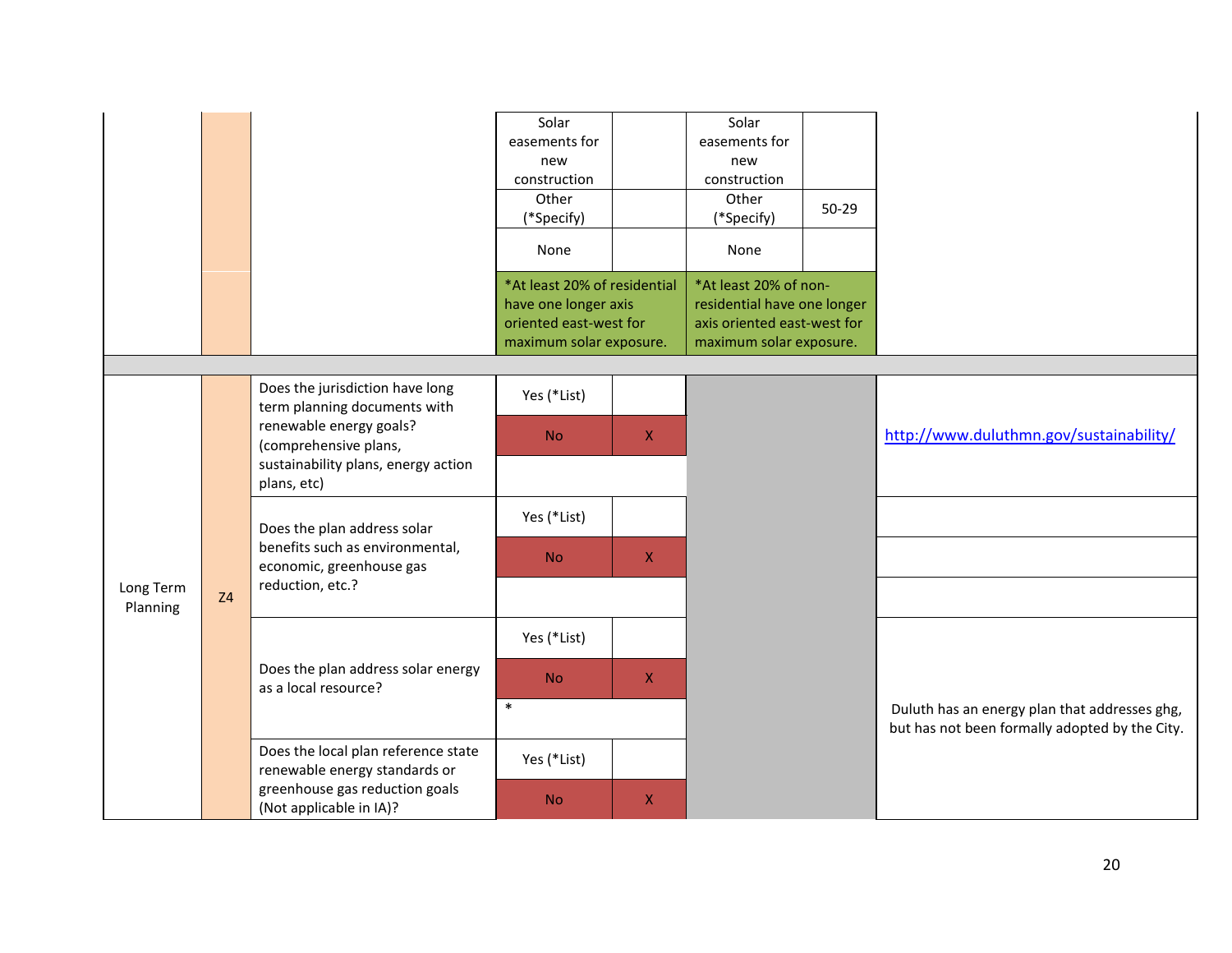| | | | | | | | |
|---|---|---|---|---|---|---|---|
| | | | Solar easements for new construction | | Solar easements for new construction | | |
| | | | Other (*Specify) | | Other (*Specify) | 50-29 | |
| | | | None | | None | | |
| | | | *At least 20% of residential have one longer axis oriented east-west for maximum solar exposure. | | *At least 20% of non-residential have one longer axis oriented east-west for maximum solar exposure. | | |
| | | | | | | | |
| Long Term Planning | Z4 | Does the jurisdiction have long term planning documents with renewable energy goals? (comprehensive plans, sustainability plans, energy action plans, etc) | Yes (*List) | | | | http://www.duluthmn.gov/sustainability/ |
| | | | No | X | | | |
| | | Does the plan address solar benefits such as environmental, economic, greenhouse gas reduction, etc.? | Yes (*List) | | | | |
| | | | No | X | | | |
| | | Does the plan address solar energy as a local resource? | Yes (*List) | | | | Duluth has an energy plan that addresses ghg, but has not been formally adopted by the City. |
| | | | No | X | | | |
| | | | * | | | | |
| | | Does the local plan reference state renewable energy standards or greenhouse gas reduction goals (Not applicable in IA)? | Yes (*List) | | | | |
| | | | No | X | | | |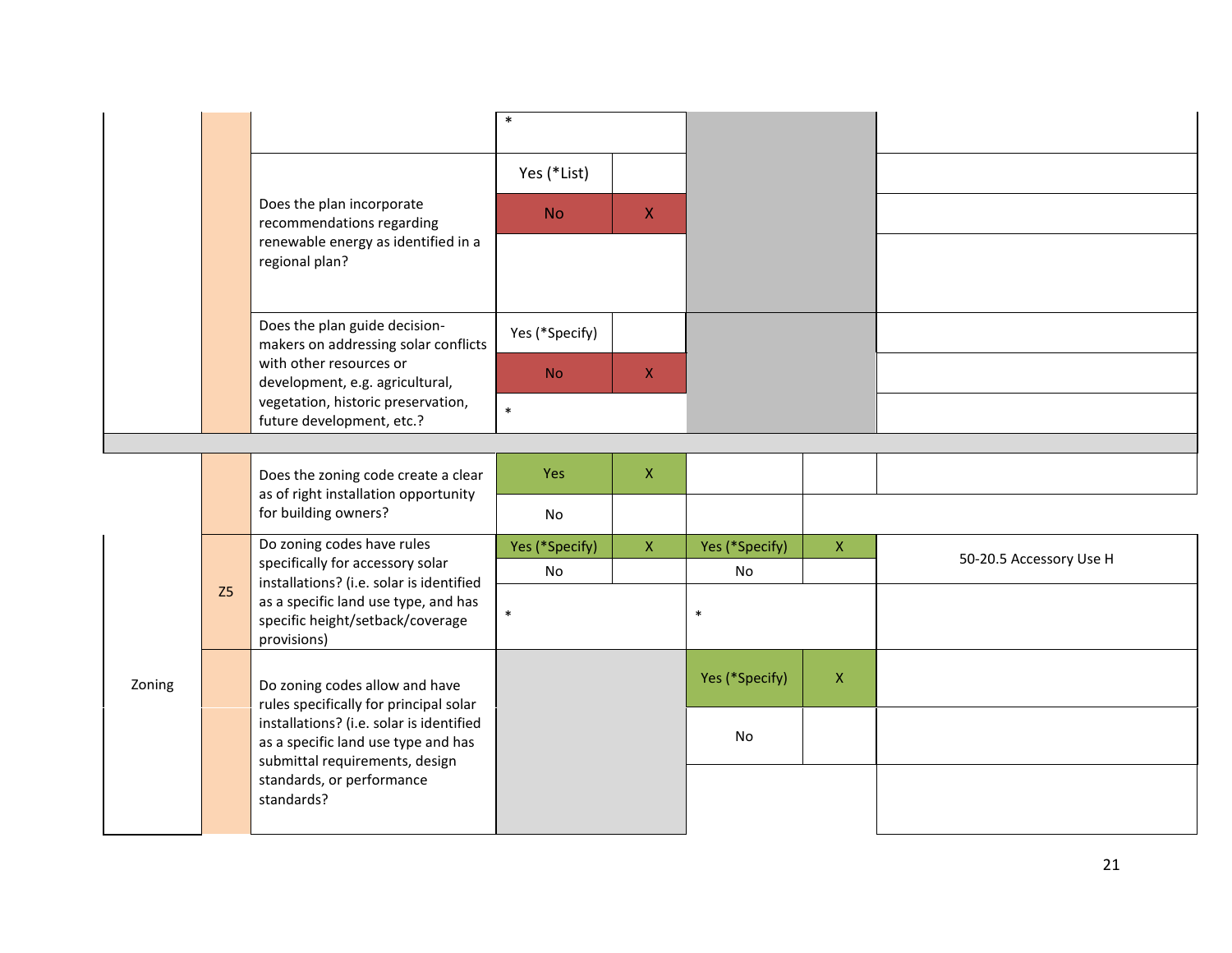| | | | | | | | |
|---|---|---|---|---|---|---|---|
| | | | * | | | | |
| | | Does the plan incorporate recommendations regarding renewable energy as identified in a regional plan? | Yes (*List) | | | | |
| | | | No | X | | | |
| | | | | | | | |
| | | Does the plan guide decision-makers on addressing solar conflicts with other resources or development, e.g. agricultural, vegetation, historic preservation, future development, etc.? | Yes (*Specify) | | | | |
| | | | No | X | | | |
| | | | * | | | | |
| | | | | | | | |
| | | Does the zoning code create a clear as of right installation opportunity for building owners? | Yes | X | | | |
| | | | No | | | | |
| Zoning | Z5 | Do zoning codes have rules specifically for accessory solar installations? (i.e. solar is identified as a specific land use type, and has specific height/setback/coverage provisions) | Yes (*Specify) | X | Yes (*Specify) | X | 50-20.5 Accessory Use H |
| | | | No | | No | | |
| | | | * | | * | | |
| | | Do zoning codes allow and have rules specifically for principal solar installations? (i.e. solar is identified as a specific land use type and has submittal requirements, design standards, or performance standards? | | | Yes (*Specify) | X | |
| | | | | | No | | |
| | | | | | | | |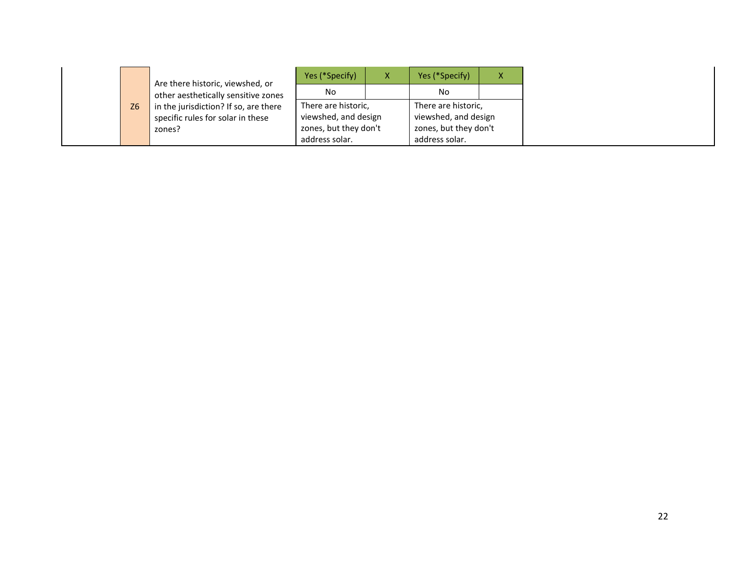|  | Z6 | Are there historic, viewshed, or other aesthetically sensitive zones in the jurisdiction? If so, are there specific rules for solar in these zones? | Yes (*Specify) | X | Yes (*Specify) | X |  |
|---|---|---|---|---|---|---|---|
|  |  |  | No |  | No |  |  |
|  |  |  | There are historic, viewshed, and design zones, but they don't address solar. |  | There are historic, viewshed, and design zones, but they don't address solar. |  |  |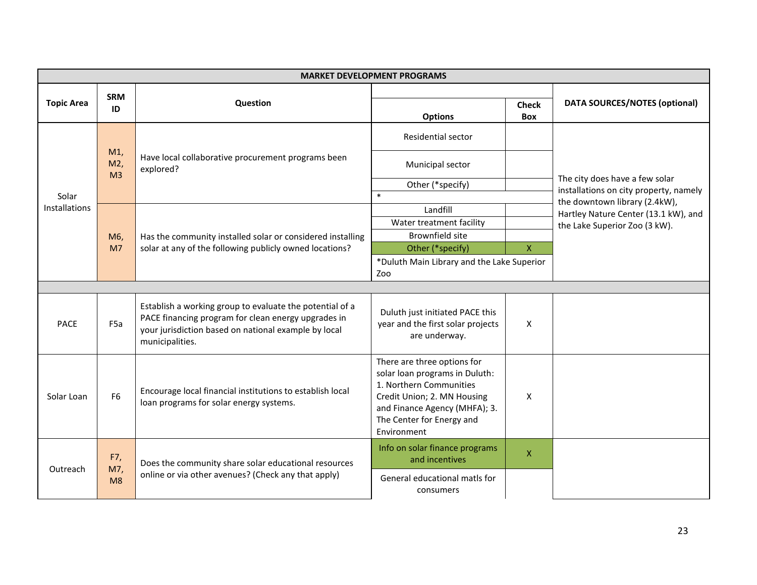| MARKET DEVELOPMENT PROGRAMS | | | | | |
|---|---|---|---|---|---|
| **Topic Area** | **SRM ID** | **Question** | **Options** | **Check Box** | **DATA SOURCES/NOTES (optional)** |
| Solar Installations | M1, M2, M3 | Have local collaborative procurement programs been explored? | Residential sector | | The city does have a few solar installations on city property, namely the downtown library (2.4kW), Hartley Nature Center (13.1 kW), and the Lake Superior Zoo (3 kW). |
| | | | Municipal sector | | |
| | | | Other (*specify) | | |
| | | | * | | |
| | M6, M7 | Has the community installed solar or considered installing solar at any of the following publicly owned locations? | Landfill | | |
| | | | Water treatment facility | | |
| | | | Brownfield site | | |
| | | | Other (*specify) | X | |
| | | | *Duluth Main Library and the Lake Superior Zoo | | |
| | | | | | |
| PACE | F5a | Establish a working group to evaluate the potential of a PACE financing program for clean energy upgrades in your jurisdiction based on national example by local municipalities. | Duluth just initiated PACE this year and the first solar projects are underway. | X | |
| Solar Loan | F6 | Encourage local financial institutions to establish local loan programs for solar energy systems. | There are three options for solar loan programs in Duluth: 1. Northern Communities Credit Union; 2. MN Housing and Finance Agency (MHFA); 3. The Center for Energy and Environment | X | |
| Outreach | F7, M7, M8 | Does the community share solar educational resources online or via other avenues? (Check any that apply) | Info on solar finance programs and incentives | X | |
| | | | General educational matls for consumers | | |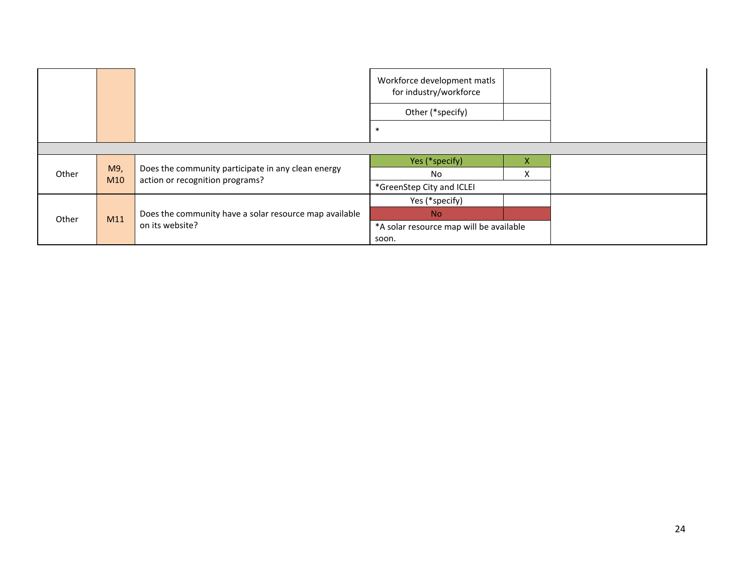| | | | | | |
|---|---|---|---|---|---|
| | | | Workforce development matls for industry/workforce | | |
| | | | Other (*specify) | | |
| | | | * | | |
| | | | | | |
| Other | M9, M10 | Does the community participate in any clean energy action or recognition programs? | Yes (*specify) | X | |
| | | | No | X | |
| | | | *GreenStep City and ICLEI | | |
| Other | M11 | Does the community have a solar resource map available on its website? | Yes (*specify) | | |
| | | | No | | |
| | | | *A solar resource map will be available soon. | | |